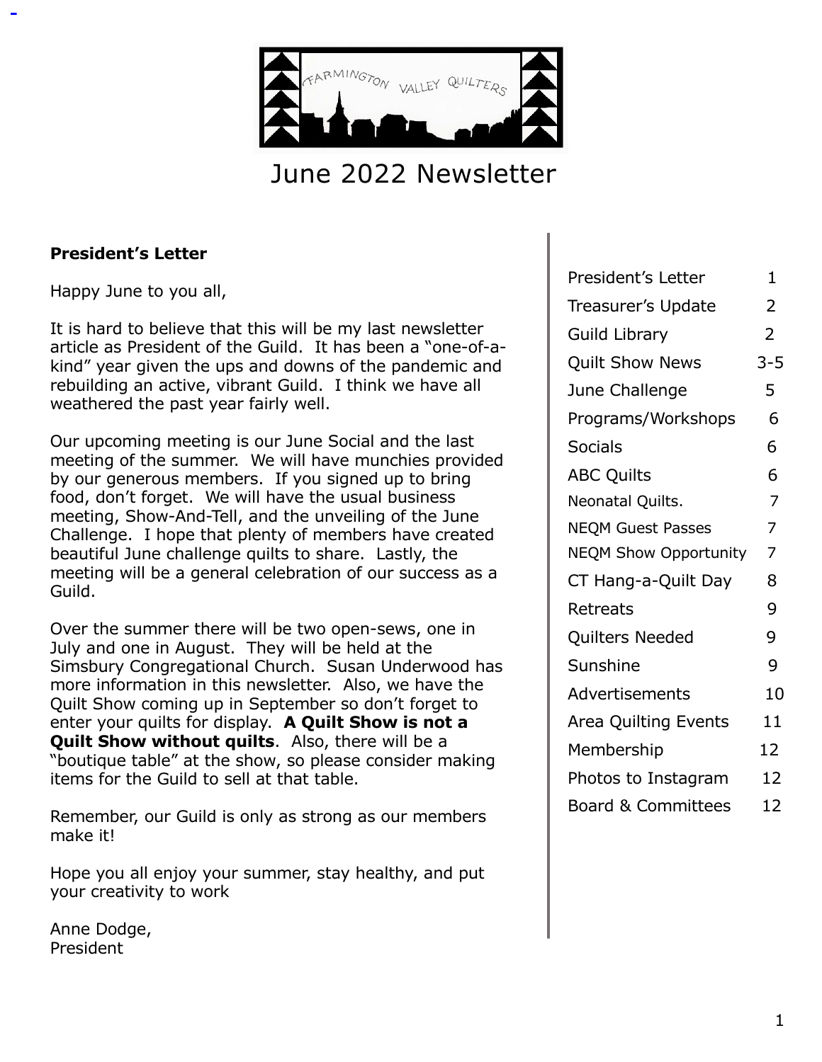# June 2022 Newsletter

## President's Letter

Happy June to you all,

It is hard to believe that this will be my last newsletter article as President of the Guild. It has been a "one-of-a-kind" year given the ups and downs of the pandemic and rebuilding an active, vibrant Guild. I think we have all weathered the past year fairly well.

Our upcoming meeting is our June Social and the last meeting of the summer. We will have munchies provided by our generous members. If you signed up to bring food, don't forget. We will have the usual business meeting, Show-And-Tell, and the unveiling of the June Challenge. I hope that plenty of members have created beautiful June challenge quilts to share. Lastly, the meeting will be a general celebration of our success as a Guild.

Over the summer there will be two open-sews, one in July and one in August. They will be held at the Simsbury Congregational Church. Susan Underwood has more information in this newsletter. Also, we have the Quilt Show coming up in September so don't forget to enter your quilts for display. **A Quilt Show is not a Quilt Show without quilts**. Also, there will be a "boutique table" at the show, so please consider making items for the Guild to sell at that table.

Remember, our Guild is only as strong as our members make it!

Hope you all enjoy your summer, stay healthy, and put your creativity to work

Anne Dodge,
President

| | |
|---|---|
| President's Letter | 1 |
| Treasurer's Update | 2 |
| Guild Library | 2 |
| Quilt Show News | 3-5 |
| June Challenge | 5 |
| Programs/Workshops | 6 |
| Socials | 6 |
| ABC Quilts | 6 |
| Neonatal Quilts. | 7 |
| NEQM Guest Passes | 7 |
| NEQM Show Opportunity | 7 |
| CT Hang-a-Quilt Day | 8 |
| Retreats | 9 |
| Quilters Needed | 9 |
| Sunshine | 9 |
| Advertisements | 10 |
| Area Quilting Events | 11 |
| Membership | 12 |
| Photos to Instagram | 12 |
| Board & Committees | 12 |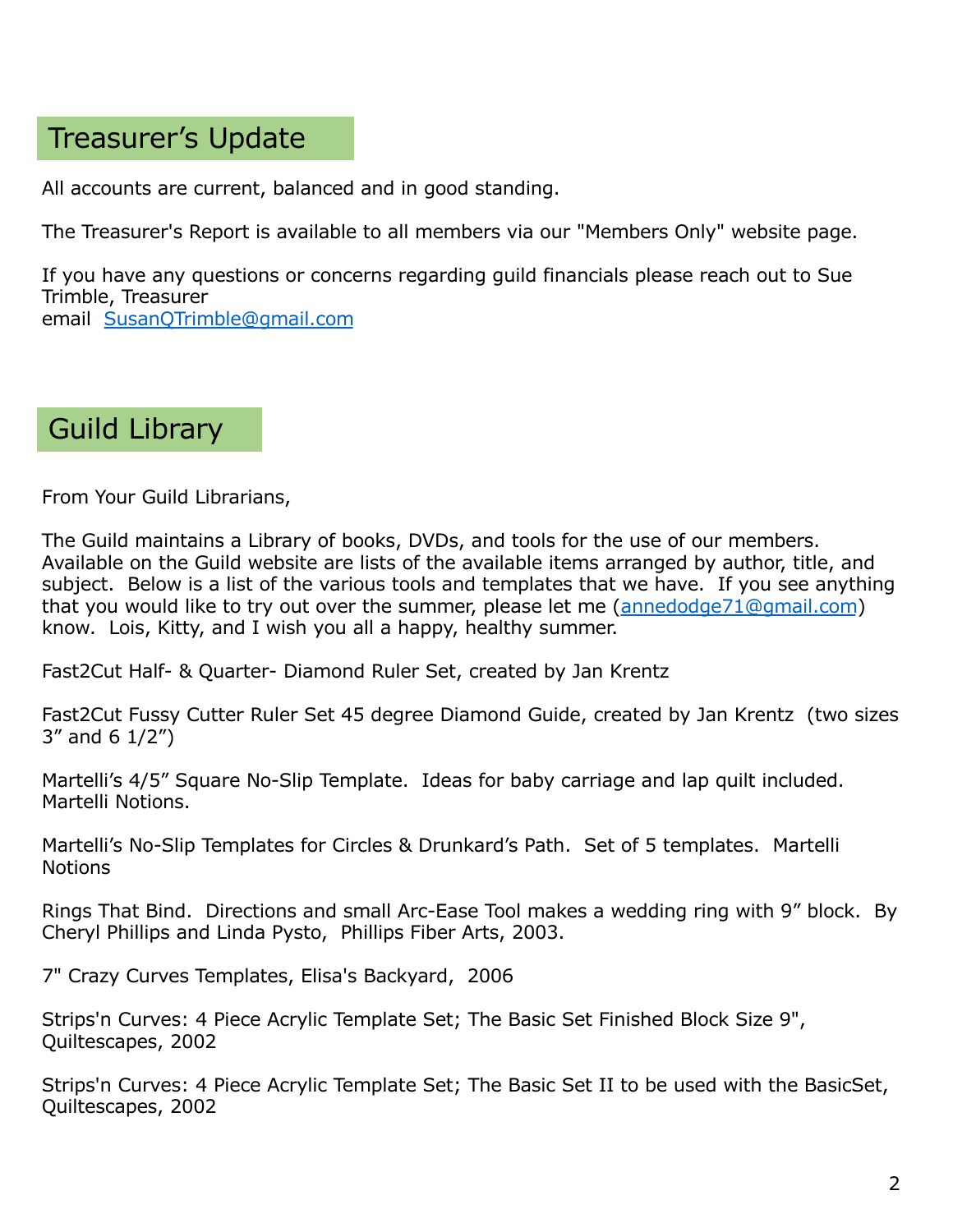## Treasurer's Update

All accounts are current, balanced and in good standing.

The Treasurer's Report is available to all members via our "Members Only" website page.

If you have any questions or concerns regarding guild financials please reach out to Sue Trimble, Treasurer
email SusanQTrimble@gmail.com

## Guild Library

From Your Guild Librarians,

The Guild maintains a Library of books, DVDs, and tools for the use of our members. Available on the Guild website are lists of the available items arranged by author, title, and subject. Below is a list of the various tools and templates that we have. If you see anything that you would like to try out over the summer, please let me (annedodge71@gmail.com) know. Lois, Kitty, and I wish you all a happy, healthy summer.

Fast2Cut Half- & Quarter- Diamond Ruler Set, created by Jan Krentz

Fast2Cut Fussy Cutter Ruler Set 45 degree Diamond Guide, created by Jan Krentz (two sizes 3" and 6 1/2")

Martelli's 4/5" Square No-Slip Template. Ideas for baby carriage and lap quilt included. Martelli Notions.

Martelli's No-Slip Templates for Circles & Drunkard's Path. Set of 5 templates. Martelli Notions

Rings That Bind. Directions and small Arc-Ease Tool makes a wedding ring with 9" block. By Cheryl Phillips and Linda Pysto, Phillips Fiber Arts, 2003.

7" Crazy Curves Templates, Elisa's Backyard, 2006

Strips'n Curves: 4 Piece Acrylic Template Set; The Basic Set Finished Block Size 9", Quiltescapes, 2002

Strips'n Curves: 4 Piece Acrylic Template Set; The Basic Set II to be used with the BasicSet, Quiltescapes, 2002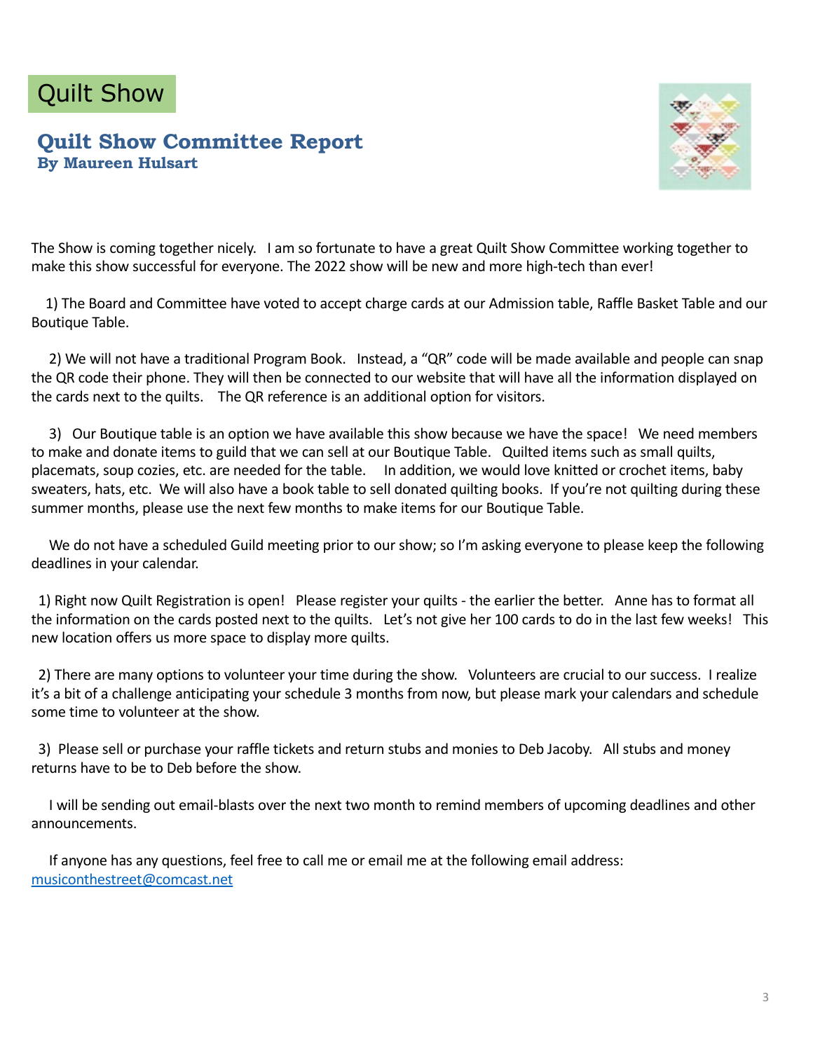# Quilt Show

## Quilt Show Committee Report
**By Maureen Hulsart**

The Show is coming together nicely. I am so fortunate to have a great Quilt Show Committee working together to make this show successful for everyone. The 2022 show will be new and more high-tech than ever!

1) The Board and Committee have voted to accept charge cards at our Admission table, Raffle Basket Table and our Boutique Table.

2) We will not have a traditional Program Book. Instead, a "QR" code will be made available and people can snap the QR code their phone. They will then be connected to our website that will have all the information displayed on the cards next to the quilts. The QR reference is an additional option for visitors.

3) Our Boutique table is an option we have available this show because we have the space! We need members to make and donate items to guild that we can sell at our Boutique Table. Quilted items such as small quilts, placemats, soup cozies, etc. are needed for the table. In addition, we would love knitted or crochet items, baby sweaters, hats, etc. We will also have a book table to sell donated quilting books. If you're not quilting during these summer months, please use the next few months to make items for our Boutique Table.

We do not have a scheduled Guild meeting prior to our show; so I'm asking everyone to please keep the following deadlines in your calendar.

1) Right now Quilt Registration is open! Please register your quilts - the earlier the better. Anne has to format all the information on the cards posted next to the quilts. Let's not give her 100 cards to do in the last few weeks! This new location offers us more space to display more quilts.

2) There are many options to volunteer your time during the show. Volunteers are crucial to our success. I realize it's a bit of a challenge anticipating your schedule 3 months from now, but please mark your calendars and schedule some time to volunteer at the show.

3) Please sell or purchase your raffle tickets and return stubs and monies to Deb Jacoby. All stubs and money returns have to be to Deb before the show.

I will be sending out email-blasts over the next two month to remind members of upcoming deadlines and other announcements.

If anyone has any questions, feel free to call me or email me at the following email address: musiconthestreet@comcast.net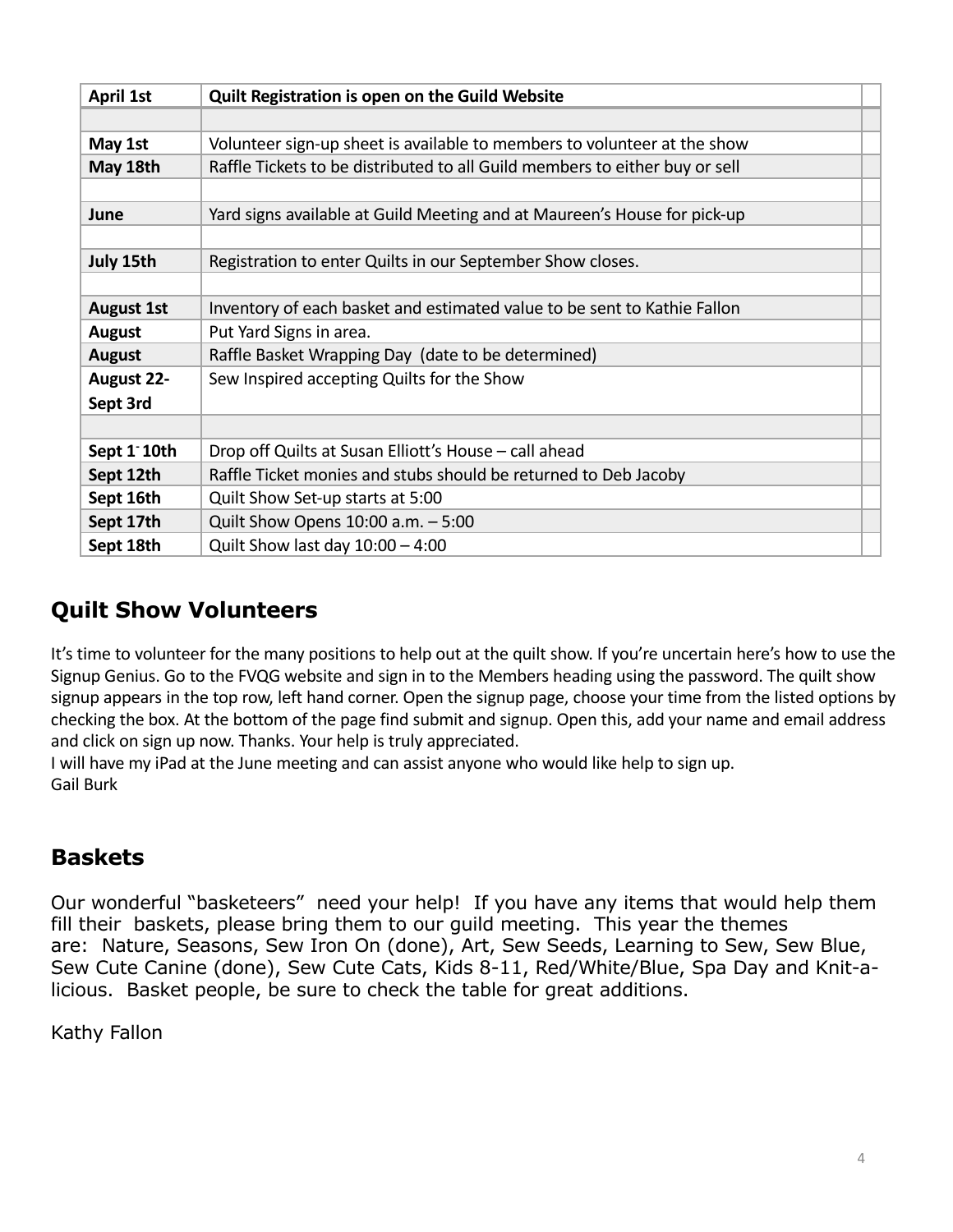| April 1st | Quilt Registration is open on the Guild Website | |
|---|---|---|
| | | |
| May 1st | Volunteer sign-up sheet is available to members to volunteer at the show | |
| May 18th | Raffle Tickets to be distributed to all Guild members to either buy or sell | |
| | | |
| June | Yard signs available at Guild Meeting and at Maureen's House for pick-up | |
| | | |
| July 15th | Registration to enter Quilts in our September Show closes. | |
| | | |
| August 1st | Inventory of each basket and estimated value to be sent to Kathie Fallon | |
| August | Put Yard Signs in area. | |
| August | Raffle Basket Wrapping Day (date to be determined) | |
| August 22- Sept 3rd | Sew Inspired accepting Quilts for the Show | |
| | | |
| Sept 1- 10th | Drop off Quilts at Susan Elliott's House – call ahead | |
| Sept 12th | Raffle Ticket monies and stubs should be returned to Deb Jacoby | |
| Sept 16th | Quilt Show Set-up starts at 5:00 | |
| Sept 17th | Quilt Show Opens 10:00 a.m. – 5:00 | |
| Sept 18th | Quilt Show last day 10:00 – 4:00 | |

## Quilt Show Volunteers

It's time to volunteer for the many positions to help out at the quilt show. If you're uncertain here's how to use the Signup Genius. Go to the FVQG website and sign in to the Members heading using the password. The quilt show signup appears in the top row, left hand corner. Open the signup page, choose your time from the listed options by checking the box. At the bottom of the page find submit and signup. Open this, add your name and email address and click on sign up now. Thanks. Your help is truly appreciated.
I will have my iPad at the June meeting and can assist anyone who would like help to sign up.
Gail Burk

## Baskets

Our wonderful "basketeers" need your help! If you have any items that would help them fill their baskets, please bring them to our guild meeting. This year the themes are: Nature, Seasons, Sew Iron On (done), Art, Sew Seeds, Learning to Sew, Sew Blue, Sew Cute Canine (done), Sew Cute Cats, Kids 8-11, Red/White/Blue, Spa Day and Knit-a-licious. Basket people, be sure to check the table for great additions.

Kathy Fallon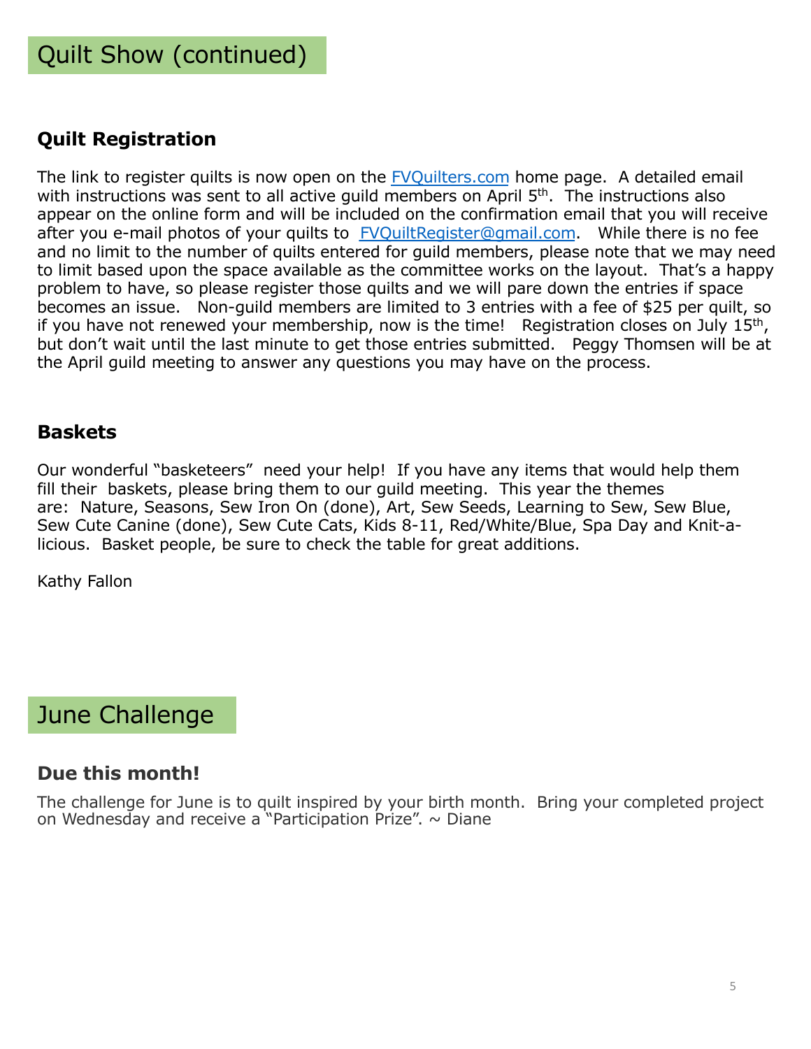# Quilt Show (continued)

## Quilt Registration

The link to register quilts is now open on the [FVQuilters.com](FVQuilters.com) home page. A detailed email with instructions was sent to all active guild members on April 5th. The instructions also appear on the online form and will be included on the confirmation email that you will receive after you e-mail photos of your quilts to [FVQuiltRegister@gmail.com](mailto:FVQuiltRegister@gmail.com). While there is no fee and no limit to the number of quilts entered for guild members, please note that we may need to limit based upon the space available as the committee works on the layout. That's a happy problem to have, so please register those quilts and we will pare down the entries if space becomes an issue. Non-guild members are limited to 3 entries with a fee of $25 per quilt, so if you have not renewed your membership, now is the time! Registration closes on July 15th, but don't wait until the last minute to get those entries submitted. Peggy Thomsen will be at the April guild meeting to answer any questions you may have on the process.

## Baskets

Our wonderful "basketeers" need your help! If you have any items that would help them fill their baskets, please bring them to our guild meeting. This year the themes are: Nature, Seasons, Sew Iron On (done), Art, Sew Seeds, Learning to Sew, Sew Blue, Sew Cute Canine (done), Sew Cute Cats, Kids 8-11, Red/White/Blue, Spa Day and Knit-a-licious. Basket people, be sure to check the table for great additions.

Kathy Fallon

# June Challenge

## Due this month!

The challenge for June is to quilt inspired by your birth month. Bring your completed project on Wednesday and receive a "Participation Prize". ~ Diane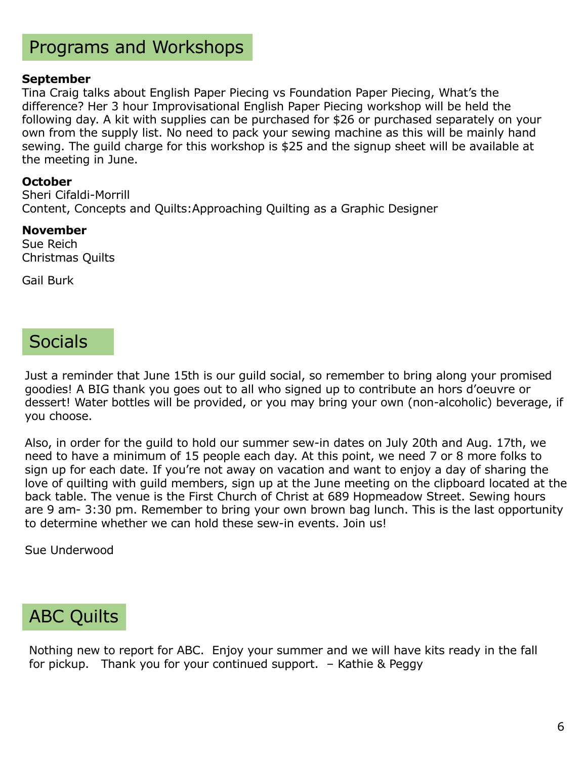## Programs and Workshops

**September**
Tina Craig talks about English Paper Piecing vs Foundation Paper Piecing, What's the difference? Her 3 hour Improvisational English Paper Piecing workshop will be held the following day. A kit with supplies can be purchased for $26 or purchased separately on your own from the supply list. No need to pack your sewing machine as this will be mainly hand sewing. The guild charge for this workshop is $25 and the signup sheet will be available at the meeting in June.

**October**
Sheri Cifaldi-Morrill
Content, Concepts and Quilts: Approaching Quilting as a Graphic Designer

**November**
Sue Reich
Christmas Quilts

Gail Burk

## Socials

Just a reminder that June 15th is our guild social, so remember to bring along your promised goodies! A BIG thank you goes out to all who signed up to contribute an hors d'oeuvre or dessert! Water bottles will be provided, or you may bring your own (non-alcoholic) beverage, if you choose.

Also, in order for the guild to hold our summer sew-in dates on July 20th and Aug. 17th, we need to have a minimum of 15 people each day. At this point, we need 7 or 8 more folks to sign up for each date. If you're not away on vacation and want to enjoy a day of sharing the love of quilting with guild members, sign up at the June meeting on the clipboard located at the back table. The venue is the First Church of Christ at 689 Hopmeadow Street. Sewing hours are 9 am- 3:30 pm. Remember to bring your own brown bag lunch. This is the last opportunity to determine whether we can hold these sew-in events. Join us!

Sue Underwood

## ABC Quilts

Nothing new to report for ABC. Enjoy your summer and we will have kits ready in the fall for pickup. Thank you for your continued support. – Kathie & Peggy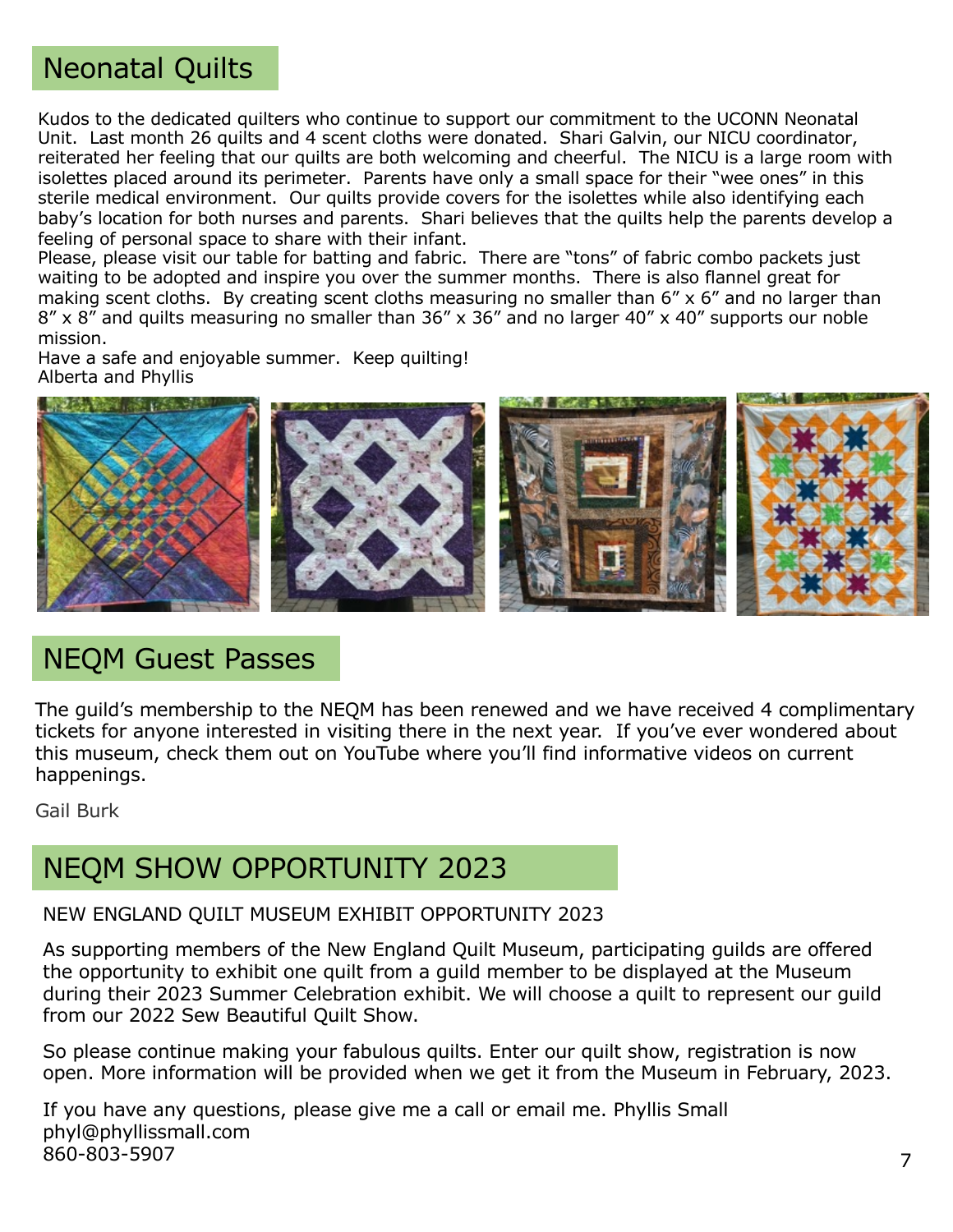## Neonatal Quilts

Kudos to the dedicated quilters who continue to support our commitment to the UCONN Neonatal Unit. Last month 26 quilts and 4 scent cloths were donated. Shari Galvin, our NICU coordinator, reiterated her feeling that our quilts are both welcoming and cheerful. The NICU is a large room with isolettes placed around its perimeter. Parents have only a small space for their "wee ones" in this sterile medical environment. Our quilts provide covers for the isolettes while also identifying each baby's location for both nurses and parents. Shari believes that the quilts help the parents develop a feeling of personal space to share with their infant.
Please, please visit our table for batting and fabric. There are "tons" of fabric combo packets just waiting to be adopted and inspire you over the summer months. There is also flannel great for making scent cloths. By creating scent cloths measuring no smaller than 6" x 6" and no larger than 8" x 8" and quilts measuring no smaller than 36" x 36" and no larger 40" x 40" supports our noble mission.
Have a safe and enjoyable summer. Keep quilting!
Alberta and Phyllis

## NEQM Guest Passes

The guild's membership to the NEQM has been renewed and we have received 4 complimentary tickets for anyone interested in visiting there in the next year. If you've ever wondered about this museum, check them out on YouTube where you'll find informative videos on current happenings.

Gail Burk

## NEQM SHOW OPPORTUNITY 2023

NEW ENGLAND QUILT MUSEUM EXHIBIT OPPORTUNITY 2023

As supporting members of the New England Quilt Museum, participating guilds are offered the opportunity to exhibit one quilt from a guild member to be displayed at the Museum during their 2023 Summer Celebration exhibit. We will choose a quilt to represent our guild from our 2022 Sew Beautiful Quilt Show.

So please continue making your fabulous quilts. Enter our quilt show, registration is now open. More information will be provided when we get it from the Museum in February, 2023.

If you have any questions, please give me a call or email me. Phyllis Small
phyl@phyllissmall.com
860-803-5907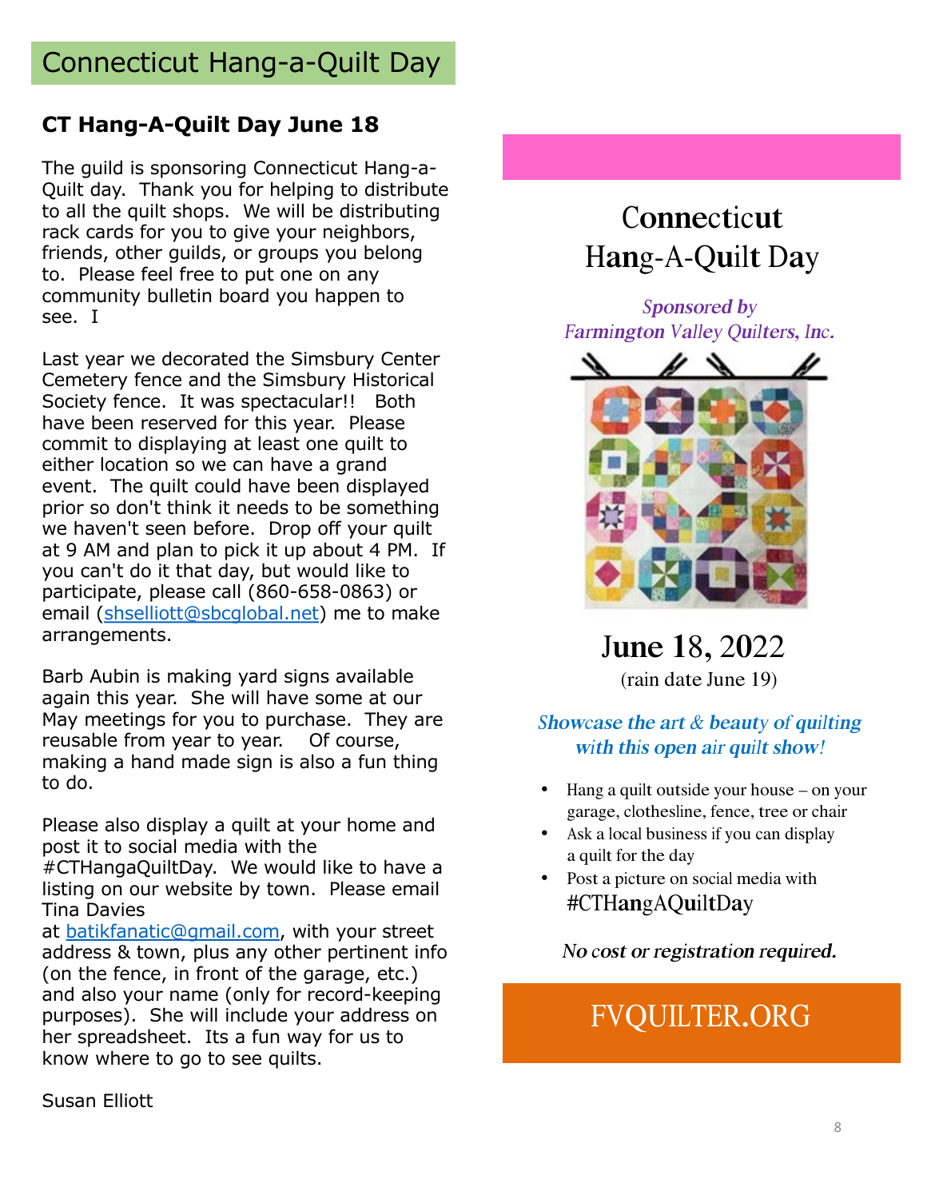# Connecticut Hang-a-Quilt Day

## CT Hang-A-Quilt Day June 18

The guild is sponsoring Connecticut Hang-a-Quilt day. Thank you for helping to distribute to all the quilt shops. We will be distributing rack cards for you to give your neighbors, friends, other guilds, or groups you belong to. Please feel free to put one on any community bulletin board you happen to see. I

Last year we decorated the Simsbury Center Cemetery fence and the Simsbury Historical Society fence. It was spectacular!! Both have been reserved for this year. Please commit to displaying at least one quilt to either location so we can have a grand event. The quilt could have been displayed prior so don't think it needs to be something we haven't seen before. Drop off your quilt at 9 AM and plan to pick it up about 4 PM. If you can't do it that day, but would like to participate, please call (860-658-0863) or email (shselliott@sbcglobal.net) me to make arrangements.

Barb Aubin is making yard signs available again this year. She will have some at our May meetings for you to purchase. They are reusable from year to year. Of course, making a hand made sign is also a fun thing to do.

Please also display a quilt at your home and post it to social media with the #CTHangaQuiltDay. We would like to have a listing on our website by town. Please email Tina Davies at batikfanatic@gmail.com, with your street address & town, plus any other pertinent info (on the fence, in front of the garage, etc.) and also your name (only for record-keeping purposes). She will include your address on her spreadsheet. Its a fun way for us to know where to go to see quilts.

Susan Elliott

## Connecticut Hang-A-Quilt Day

*Sponsored by Farmington Valley Quilters, Inc.*

**June 18, 2022**

(rain date June 19)

***Showcase the art & beauty of quilting with this open air quilt show!***

- Hang a quilt outside your house – on your garage, clothesline, fence, tree or chair
- Ask a local business if you can display a quilt for the day
- Post a picture on social media with #CTHangAQuiltDay

*No cost or registration required.*

FVQUILTER.ORG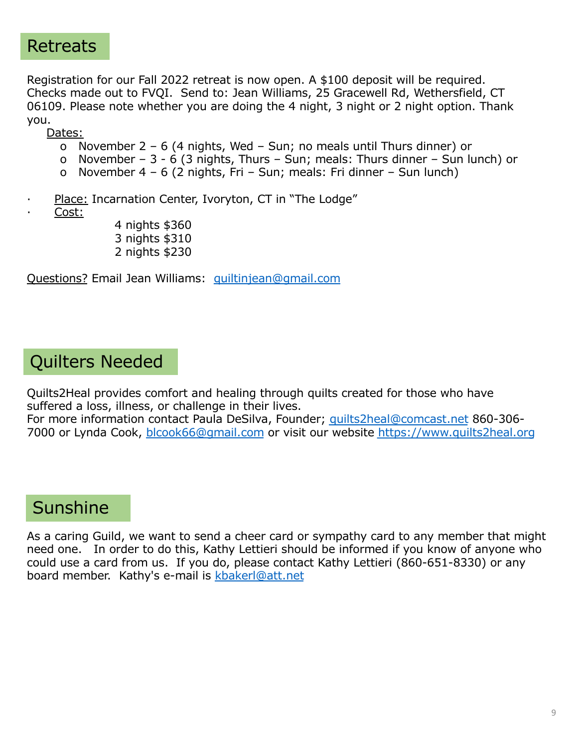## Retreats

Registration for our Fall 2022 retreat is now open. A $100 deposit will be required. Checks made out to FVQI. Send to: Jean Williams, 25 Gracewell Rd, Wethersfield, CT 06109. Please note whether you are doing the 4 night, 3 night or 2 night option. Thank you.

Dates:

- November 2 – 6 (4 nights, Wed – Sun; no meals until Thurs dinner) or
- November – 3 - 6 (3 nights, Thurs – Sun; meals: Thurs dinner – Sun lunch) or
- November 4 – 6 (2 nights, Fri – Sun; meals: Fri dinner – Sun lunch)

- Place: Incarnation Center, Ivoryton, CT in "The Lodge"
- Cost:

  4 nights $360
  3 nights $310
  2 nights $230

Questions? Email Jean Williams: quiltinjean@gmail.com

## Quilters Needed

Quilts2Heal provides comfort and healing through quilts created for those who have suffered a loss, illness, or challenge in their lives.
For more information contact Paula DeSilva, Founder; quilts2heal@comcast.net 860-306-7000 or Lynda Cook, blcook66@gmail.com or visit our website https://www.quilts2heal.org

## Sunshine

As a caring Guild, we want to send a cheer card or sympathy card to any member that might need one. In order to do this, Kathy Lettieri should be informed if you know of anyone who could use a card from us. If you do, please contact Kathy Lettieri (860-651-8330) or any board member. Kathy's e-mail is kbakerl@att.net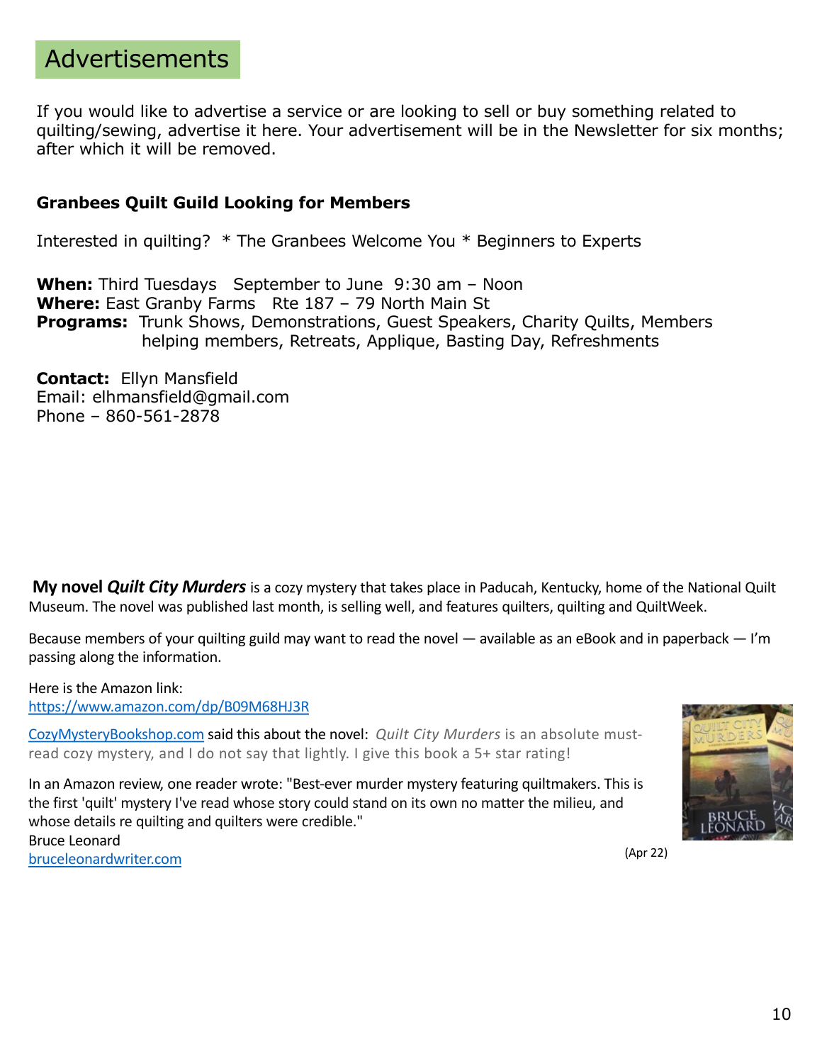# Advertisements

If you would like to advertise a service or are looking to sell or buy something related to quilting/sewing, advertise it here. Your advertisement will be in the Newsletter for six months; after which it will be removed.

**Granbees Quilt Guild Looking for Members**

Interested in quilting? * The Granbees Welcome You * Beginners to Experts

**When:** Third Tuesdays September to June 9:30 am – Noon
**Where:** East Granby Farms Rte 187 – 79 North Main St
**Programs:** Trunk Shows, Demonstrations, Guest Speakers, Charity Quilts, Members helping members, Retreats, Applique, Basting Day, Refreshments

**Contact:** Ellyn Mansfield
Email: elhmansfield@gmail.com
Phone – 860-561-2878

**My novel *Quilt City Murders*** is a cozy mystery that takes place in Paducah, Kentucky, home of the National Quilt Museum. The novel was published last month, is selling well, and features quilters, quilting and QuiltWeek.

Because members of your quilting guild may want to read the novel — available as an eBook and in paperback — I'm passing along the information.

Here is the Amazon link:
https://www.amazon.com/dp/B09M68HJ3R

CozyMysteryBookshop.com said this about the novel: *Quilt City Murders* is an absolute must-read cozy mystery, and I do not say that lightly. I give this book a 5+ star rating!

In an Amazon review, one reader wrote: "Best-ever murder mystery featuring quiltmakers. This is the first 'quilt' mystery I've read whose story could stand on its own no matter the milieu, and whose details re quilting and quilters were credible."
Bruce Leonard
bruceleonardwriter.com

(Apr 22)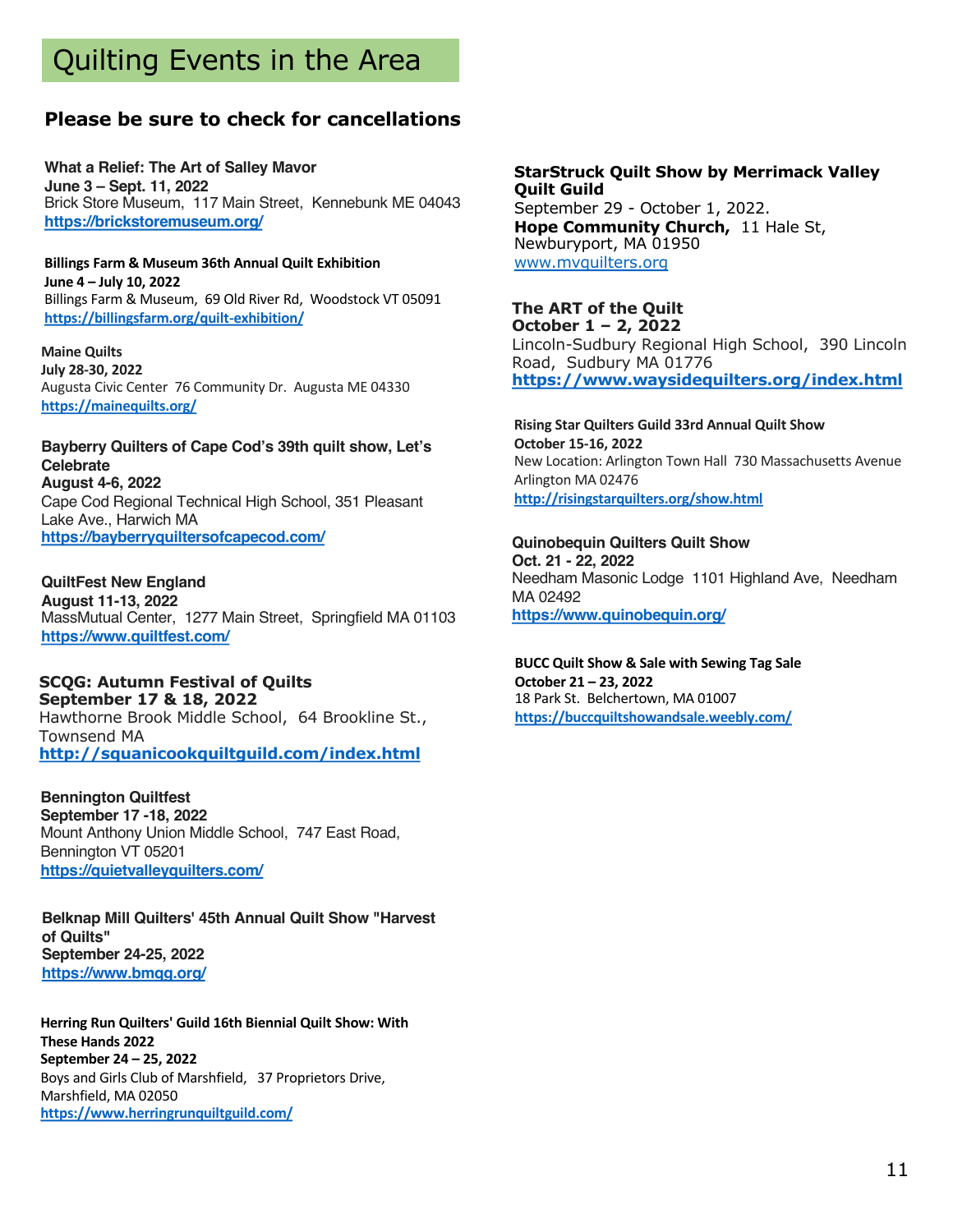# Quilting Events in the Area

## Please be sure to check for cancellations

**What a Relief: The Art of Salley Mavor**
**June 3 – Sept. 11, 2022**
Brick Store Museum, 117 Main Street, Kennebunk ME 04043
https://brickstoremuseum.org/

**Billings Farm & Museum 36th Annual Quilt Exhibition**
**June 4 – July 10, 2022**
Billings Farm & Museum, 69 Old River Rd, Woodstock VT 05091
https://billingsfarm.org/quilt-exhibition/

**Maine Quilts**
**July 28-30, 2022**
Augusta Civic Center 76 Community Dr. Augusta ME 04330
https://mainequilts.org/

**Bayberry Quilters of Cape Cod's 39th quilt show, Let's Celebrate**
**August 4-6, 2022**
Cape Cod Regional Technical High School, 351 Pleasant Lake Ave., Harwich MA
https://bayberryquiltersofcapecod.com/

**QuiltFest New England**
**August 11-13, 2022**
MassMutual Center, 1277 Main Street, Springfield MA 01103
https://www.quiltfest.com/

**SCQG: Autumn Festival of Quilts**
**September 17 & 18, 2022**
Hawthorne Brook Middle School, 64 Brookline St., Townsend MA
http://squanicookquiltguild.com/index.html

**Bennington Quiltfest**
**September 17 -18, 2022**
Mount Anthony Union Middle School, 747 East Road, Bennington VT 05201
https://quietvalleyquilters.com/

**Belknap Mill Quilters' 45th Annual Quilt Show "Harvest of Quilts"**
**September 24-25, 2022**
https://www.bmqg.org/

**Herring Run Quilters' Guild 16th Biennial Quilt Show: With These Hands 2022**
**September 24 – 25, 2022**
Boys and Girls Club of Marshfield, 37 Proprietors Drive, Marshfield, MA 02050
https://www.herringrunquiltguild.com/

**StarStruck Quilt Show by Merrimack Valley Quilt Guild**
September 29 - October 1, 2022.
**Hope Community Church,** 11 Hale St, Newburyport, MA 01950
www.mvquilters.org

**The ART of the Quilt**
**October 1 – 2, 2022**
Lincoln-Sudbury Regional High School, 390 Lincoln Road, Sudbury MA 01776
https://www.waysidequilters.org/index.html

**Rising Star Quilters Guild 33rd Annual Quilt Show**
**October 15-16, 2022**
New Location: Arlington Town Hall 730 Massachusetts Avenue Arlington MA 02476
http://risingstarquilters.org/show.html

**Quinobequin Quilters Quilt Show**
**Oct. 21 - 22, 2022**
Needham Masonic Lodge 1101 Highland Ave, Needham MA 02492
https://www.quinobequin.org/

**BUCC Quilt Show & Sale with Sewing Tag Sale**
**October 21 – 23, 2022**
18 Park St. Belchertown, MA 01007
https://buccquiltshowandsale.weebly.com/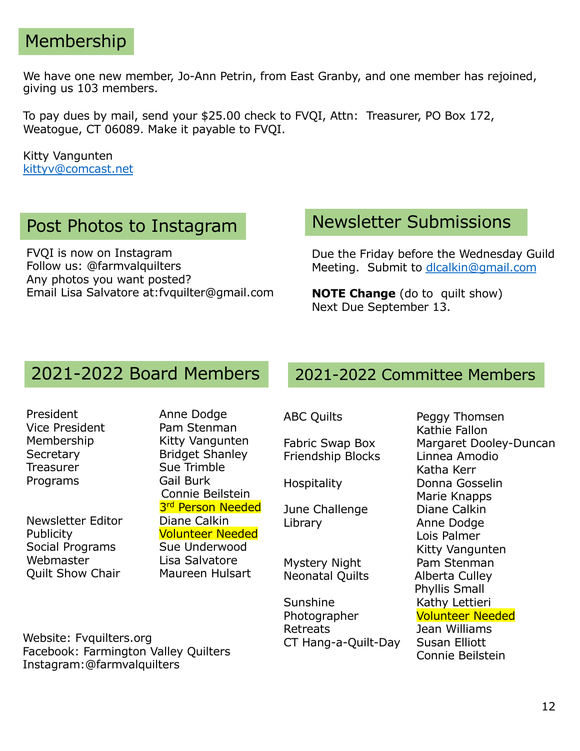## Membership

We have one new member, Jo-Ann Petrin, from East Granby, and one member has rejoined, giving us 103 members.

To pay dues by mail, send your $25.00 check to FVQI, Attn: Treasurer, PO Box 172, Weatogue, CT 06089. Make it payable to FVQI.

Kitty Vangunten
kittyv@comcast.net

## Post Photos to Instagram

FVQI is now on Instagram
Follow us: @farmvalquilters
Any photos you want posted?
Email Lisa Salvatore at:fvquilter@gmail.com

## Newsletter Submissions

Due the Friday before the Wednesday Guild Meeting. Submit to dlcalkin@gmail.com

**NOTE Change** (do to quilt show)
Next Due September 13.

## 2021-2022 Board Members

| | |
|---|---|
| President | Anne Dodge |
| Vice President | Pam Stenman |
| Membership | Kitty Vangunten |
| Secretary | Bridget Shanley |
| Treasurer | Sue Trimble |
| Programs | Gail Burk |
| | Connie Beilstein |
| | 3rd Person Needed |
| Newsletter Editor | Diane Calkin |
| Publicity | Volunteer Needed |
| Social Programs | Sue Underwood |
| Webmaster | Lisa Salvatore |
| Quilt Show Chair | Maureen Hulsart |

Website: Fvquilters.org
Facebook: Farmington Valley Quilters
Instagram:@farmvalquilters

## 2021-2022 Committee Members

| | |
|---|---|
| ABC Quilts | Peggy Thomsen |
| | Kathie Fallon |
| Fabric Swap Box | Margaret Dooley-Duncan |
| Friendship Blocks | Linnea Amodio |
| | Katha Kerr |
| Hospitality | Donna Gosselin |
| | Marie Knapps |
| June Challenge | Diane Calkin |
| Library | Anne Dodge |
| | Lois Palmer |
| | Kitty Vangunten |
| Mystery Night | Pam Stenman |
| Neonatal Quilts | Alberta Culley |
| | Phyllis Small |
| Sunshine | Kathy Lettieri |
| Photographer | Volunteer Needed |
| Retreats | Jean Williams |
| CT Hang-a-Quilt-Day | Susan Elliott |
| | Connie Beilstein |